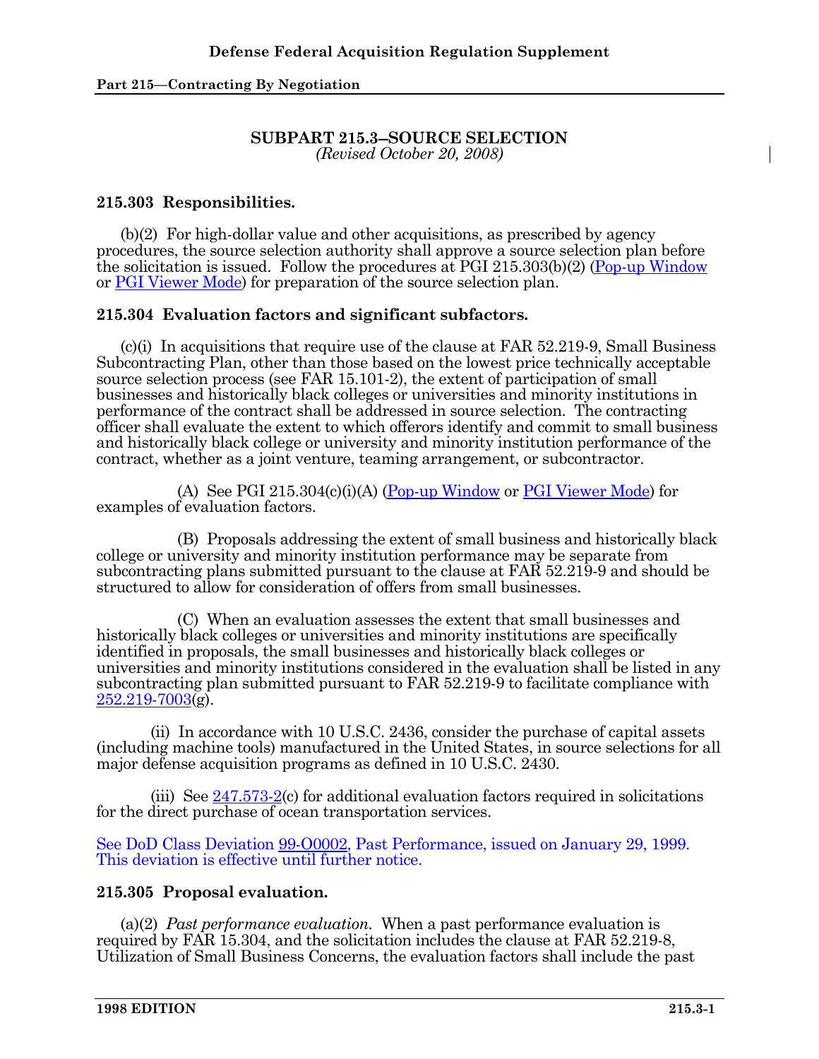## SUBPART 215.3–SOURCE SELECTION

*(Revised October 20, 2008)*

### 215.303 Responsibilities.

(b)(2) For high-dollar value and other acquisitions, as prescribed by agency procedures, the source selection authority shall approve a source selection plan before the solicitation is issued. Follow the procedures at PGI 215.303(b)(2) (Pop-up Window or PGI Viewer Mode) for preparation of the source selection plan.

### 215.304 Evaluation factors and significant subfactors.

(c)(i) In acquisitions that require use of the clause at FAR 52.219-9, Small Business Subcontracting Plan, other than those based on the lowest price technically acceptable source selection process (see FAR 15.101-2), the extent of participation of small businesses and historically black colleges or universities and minority institutions in performance of the contract shall be addressed in source selection. The contracting officer shall evaluate the extent to which offerors identify and commit to small business and historically black college or university and minority institution performance of the contract, whether as a joint venture, teaming arrangement, or subcontractor.

(A) See PGI 215.304(c)(i)(A) (Pop-up Window or PGI Viewer Mode) for examples of evaluation factors.

(B) Proposals addressing the extent of small business and historically black college or university and minority institution performance may be separate from subcontracting plans submitted pursuant to the clause at FAR 52.219-9 and should be structured to allow for consideration of offers from small businesses.

(C) When an evaluation assesses the extent that small businesses and historically black colleges or universities and minority institutions are specifically identified in proposals, the small businesses and historically black colleges or universities and minority institutions considered in the evaluation shall be listed in any subcontracting plan submitted pursuant to FAR 52.219-9 to facilitate compliance with 252.219-7003(g).

(ii) In accordance with 10 U.S.C. 2436, consider the purchase of capital assets (including machine tools) manufactured in the United States, in source selections for all major defense acquisition programs as defined in 10 U.S.C. 2430.

(iii) See 247.573-2(c) for additional evaluation factors required in solicitations for the direct purchase of ocean transportation services.

See DoD Class Deviation 99-O0002, Past Performance, issued on January 29, 1999. This deviation is effective until further notice.

### 215.305 Proposal evaluation.

(a)(2) *Past performance evaluation.* When a past performance evaluation is required by FAR 15.304, and the solicitation includes the clause at FAR 52.219-8, Utilization of Small Business Concerns, the evaluation factors shall include the past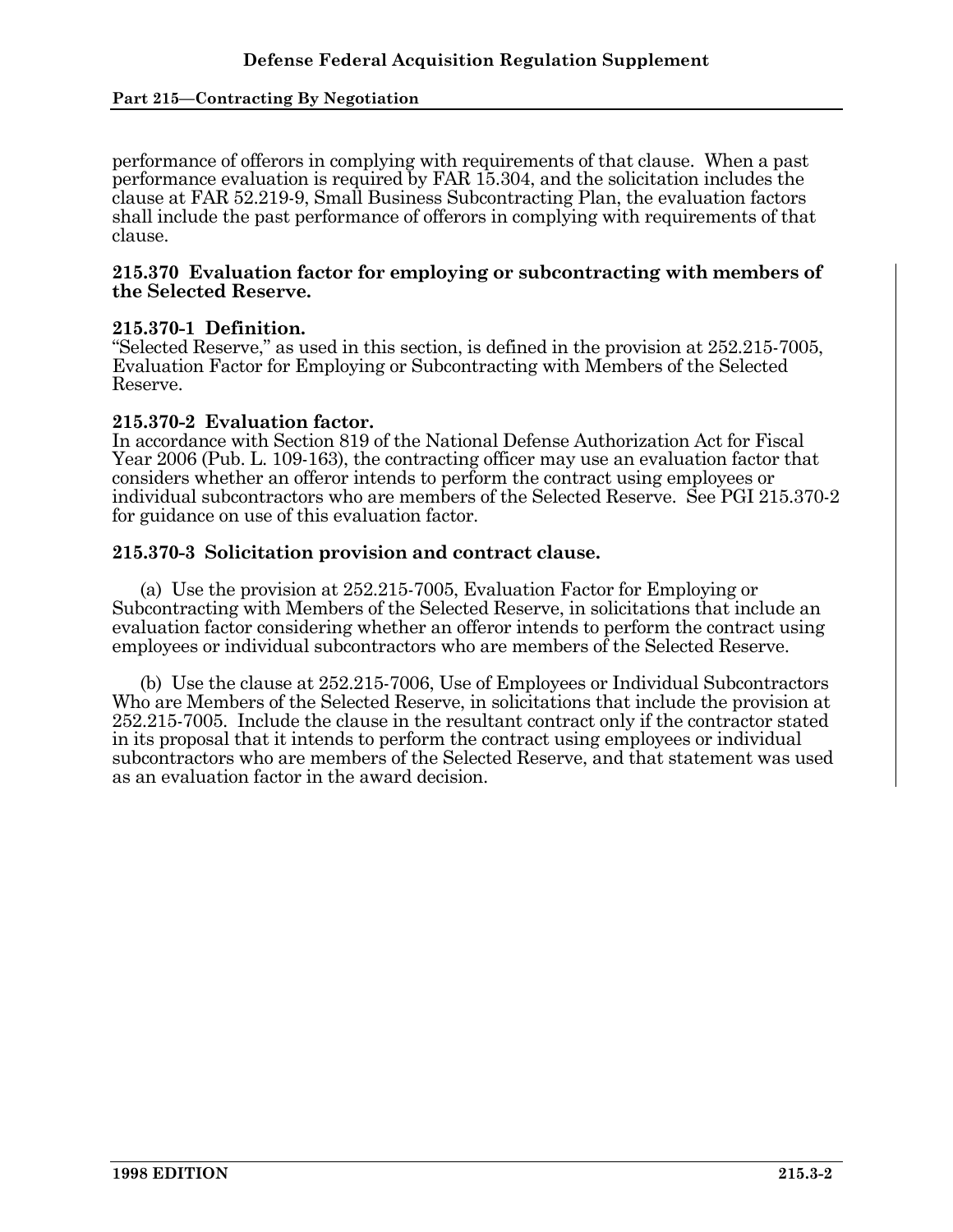performance of offerors in complying with requirements of that clause. When a past performance evaluation is required by FAR 15.304, and the solicitation includes the clause at FAR 52.219-9, Small Business Subcontracting Plan, the evaluation factors shall include the past performance of offerors in complying with requirements of that clause.

### 215.370 Evaluation factor for employing or subcontracting with members of the Selected Reserve.

#### 215.370-1 Definition.

"Selected Reserve," as used in this section, is defined in the provision at 252.215-7005, Evaluation Factor for Employing or Subcontracting with Members of the Selected Reserve.

#### 215.370-2 Evaluation factor.

In accordance with Section 819 of the National Defense Authorization Act for Fiscal Year 2006 (Pub. L. 109-163), the contracting officer may use an evaluation factor that considers whether an offeror intends to perform the contract using employees or individual subcontractors who are members of the Selected Reserve. See PGI 215.370-2 for guidance on use of this evaluation factor.

#### 215.370-3 Solicitation provision and contract clause.

(a) Use the provision at 252.215-7005, Evaluation Factor for Employing or Subcontracting with Members of the Selected Reserve, in solicitations that include an evaluation factor considering whether an offeror intends to perform the contract using employees or individual subcontractors who are members of the Selected Reserve.

(b) Use the clause at 252.215-7006, Use of Employees or Individual Subcontractors Who are Members of the Selected Reserve, in solicitations that include the provision at 252.215-7005. Include the clause in the resultant contract only if the contractor stated in its proposal that it intends to perform the contract using employees or individual subcontractors who are members of the Selected Reserve, and that statement was used as an evaluation factor in the award decision.